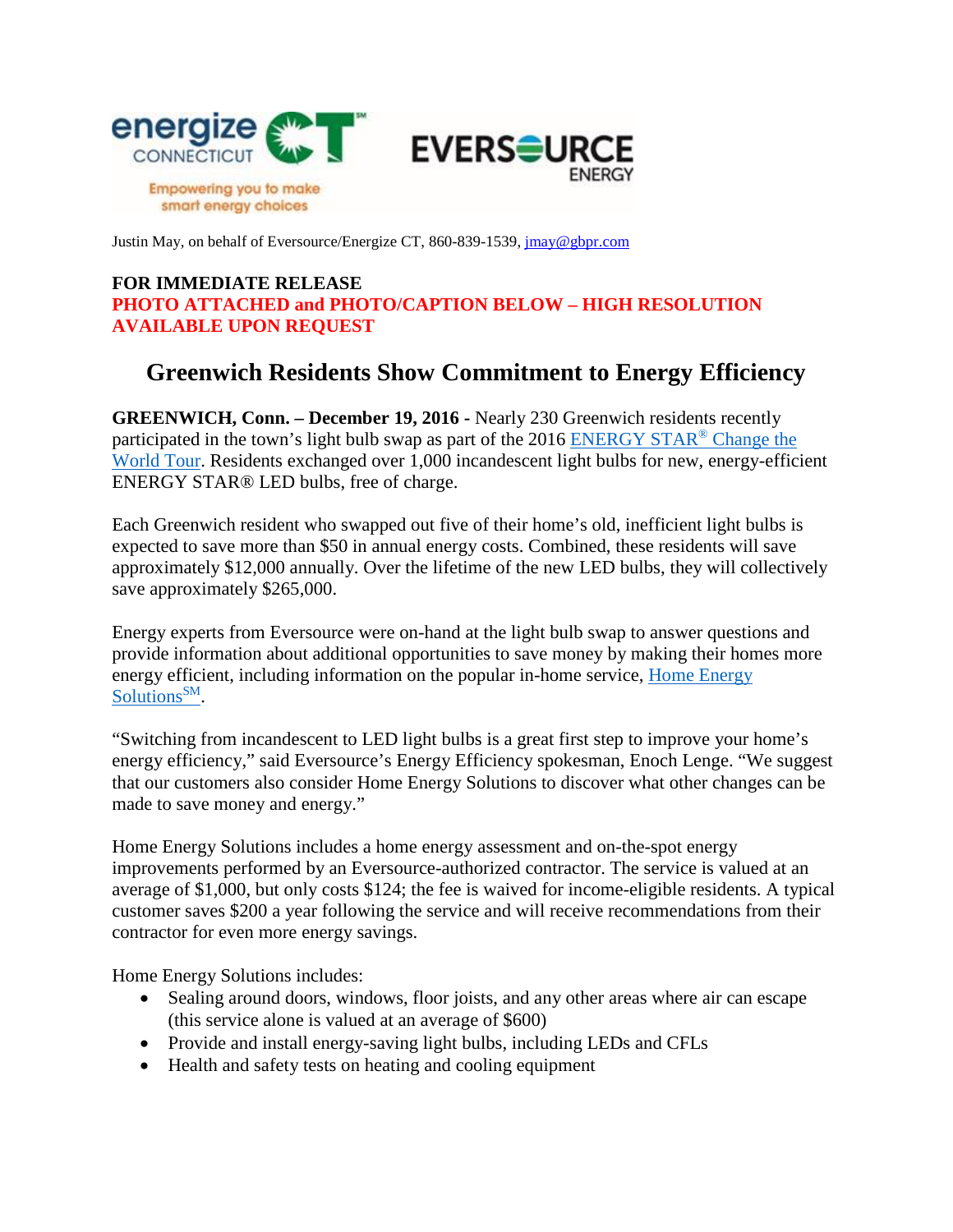Justin May, on behalf of Eversource/Energize CT, 860-839-1539, jmay@gbpr.com

**FOR IMMEDIATE RELEASE**
**PHOTO ATTACHED and PHOTO/CAPTION BELOW – HIGH RESOLUTION AVAILABLE UPON REQUEST**

# Greenwich Residents Show Commitment to Energy Efficiency

**GREENWICH, Conn. – December 19, 2016 -** Nearly 230 Greenwich residents recently participated in the town's light bulb swap as part of the 2016 ENERGY STAR® Change the World Tour. Residents exchanged over 1,000 incandescent light bulbs for new, energy-efficient ENERGY STAR® LED bulbs, free of charge.

Each Greenwich resident who swapped out five of their home's old, inefficient light bulbs is expected to save more than $50 in annual energy costs. Combined, these residents will save approximately $12,000 annually. Over the lifetime of the new LED bulbs, they will collectively save approximately $265,000.

Energy experts from Eversource were on-hand at the light bulb swap to answer questions and provide information about additional opportunities to save money by making their homes more energy efficient, including information on the popular in-home service, Home Energy Solutions℠.

"Switching from incandescent to LED light bulbs is a great first step to improve your home's energy efficiency," said Eversource's Energy Efficiency spokesman, Enoch Lenge. "We suggest that our customers also consider Home Energy Solutions to discover what other changes can be made to save money and energy."

Home Energy Solutions includes a home energy assessment and on-the-spot energy improvements performed by an Eversource-authorized contractor. The service is valued at an average of $1,000, but only costs $124; the fee is waived for income-eligible residents. A typical customer saves $200 a year following the service and will receive recommendations from their contractor for even more energy savings.

Home Energy Solutions includes:

- Sealing around doors, windows, floor joists, and any other areas where air can escape (this service alone is valued at an average of $600)
- Provide and install energy-saving light bulbs, including LEDs and CFLs
- Health and safety tests on heating and cooling equipment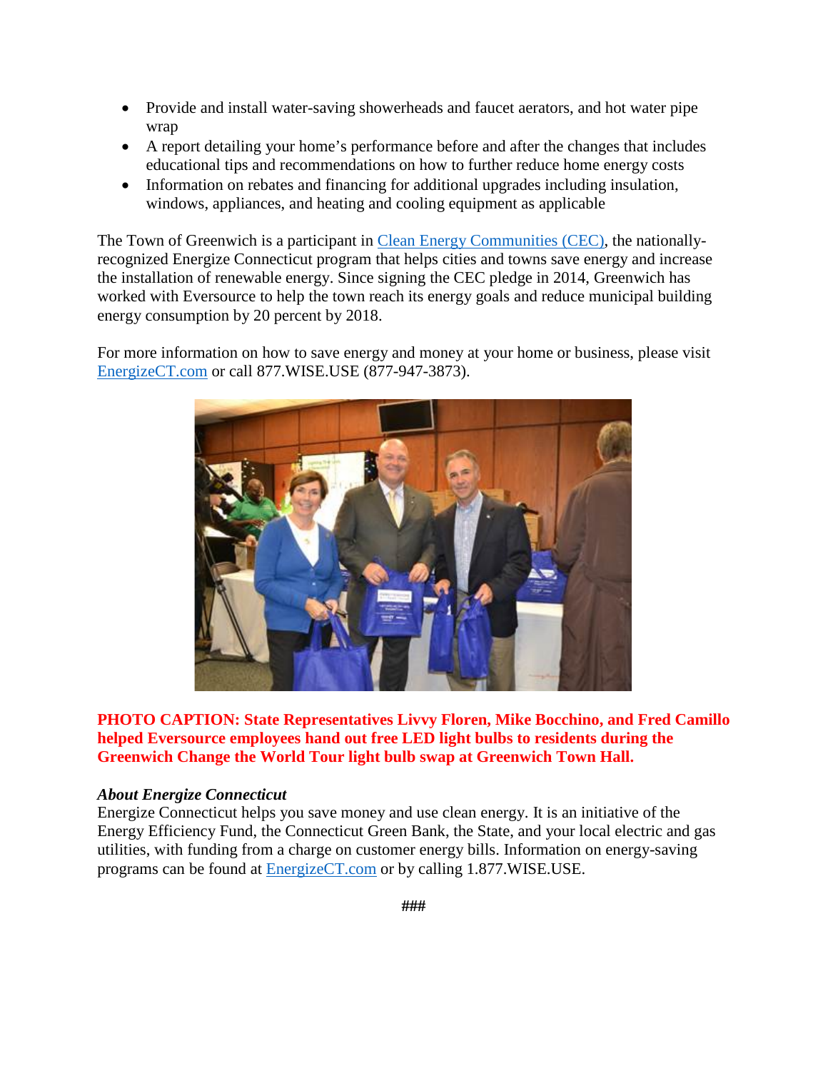- Provide and install water-saving showerheads and faucet aerators, and hot water pipe wrap
- A report detailing your home's performance before and after the changes that includes educational tips and recommendations on how to further reduce home energy costs
- Information on rebates and financing for additional upgrades including insulation, windows, appliances, and heating and cooling equipment as applicable

The Town of Greenwich is a participant in Clean Energy Communities (CEC), the nationally-recognized Energize Connecticut program that helps cities and towns save energy and increase the installation of renewable energy. Since signing the CEC pledge in 2014, Greenwich has worked with Eversource to help the town reach its energy goals and reduce municipal building energy consumption by 20 percent by 2018.

For more information on how to save energy and money at your home or business, please visit EnergizeCT.com or call 877.WISE.USE (877-947-3873).

**PHOTO CAPTION: State Representatives Livvy Floren, Mike Bocchino, and Fred Camillo helped Eversource employees hand out free LED light bulbs to residents during the Greenwich Change the World Tour light bulb swap at Greenwich Town Hall.**

***About Energize Connecticut***

Energize Connecticut helps you save money and use clean energy. It is an initiative of the Energy Efficiency Fund, the Connecticut Green Bank, the State, and your local electric and gas utilities, with funding from a charge on customer energy bills. Information on energy-saving programs can be found at EnergizeCT.com or by calling 1.877.WISE.USE.

**###**